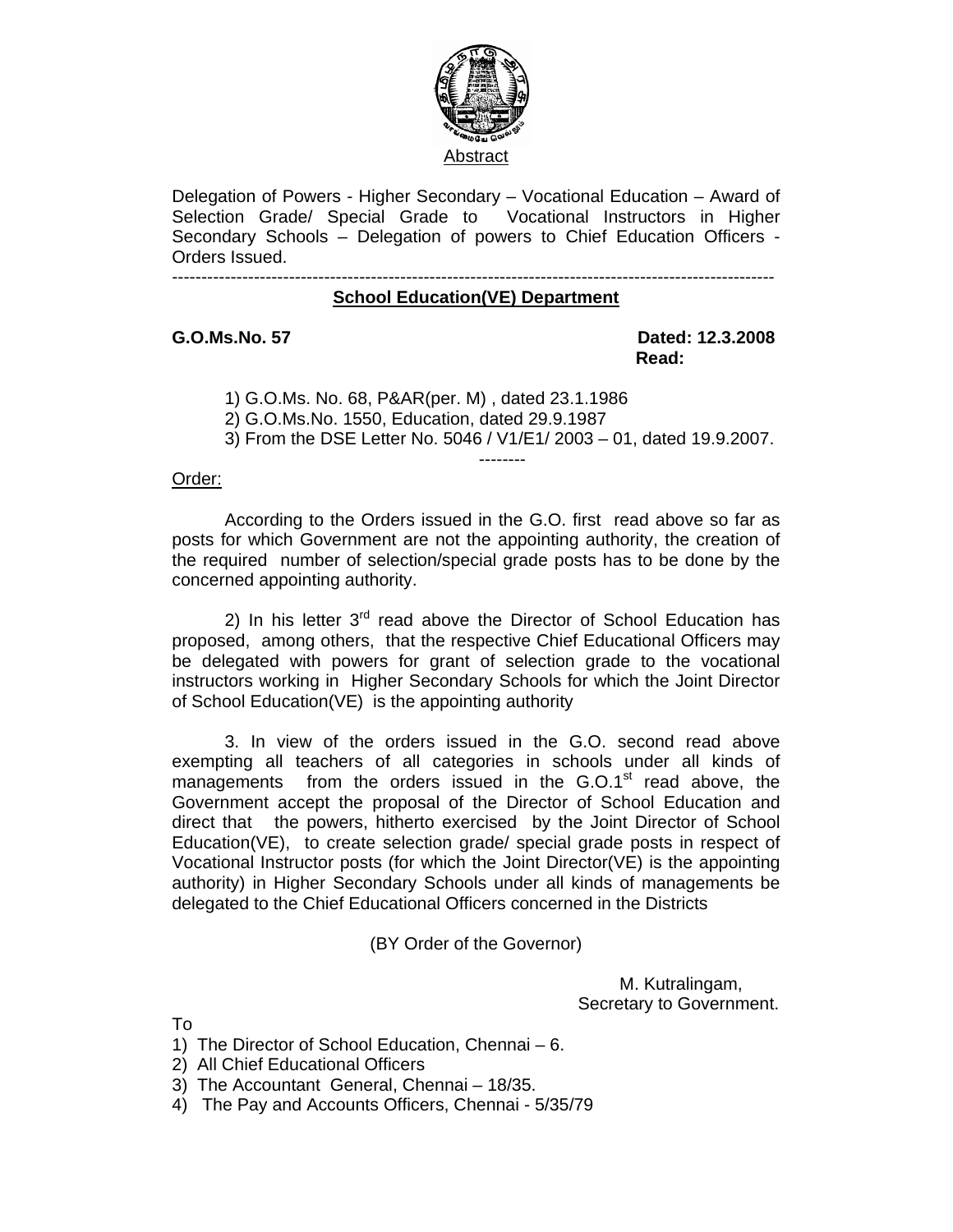Abstract

Delegation of Powers - Higher Secondary – Vocational Education – Award of Selection Grade/ Special Grade to Vocational Instructors in Higher Secondary Schools – Delegation of powers to Chief Education Officers - Orders Issued.

---

**School Education(VE) Department**

**G.O.Ms.No. 57** **Dated: 12.3.2008**

**Read:**

1) G.O.Ms. No. 68, P&AR(per. M) , dated 23.1.1986
2) G.O.Ms.No. 1550, Education, dated 29.9.1987
3) From the DSE Letter No. 5046 / V1/E1/ 2003 – 01, dated 19.9.2007.

--------

Order:

According to the Orders issued in the G.O. first read above so far as posts for which Government are not the appointing authority, the creation of the required number of selection/special grade posts has to be done by the concerned appointing authority.

2) In his letter 3rd read above the Director of School Education has proposed, among others, that the respective Chief Educational Officers may be delegated with powers for grant of selection grade to the vocational instructors working in Higher Secondary Schools for which the Joint Director of School Education(VE) is the appointing authority

3. In view of the orders issued in the G.O. second read above exempting all teachers of all categories in schools under all kinds of managements from the orders issued in the G.O.1st read above, the Government accept the proposal of the Director of School Education and direct that the powers, hitherto exercised by the Joint Director of School Education(VE), to create selection grade/ special grade posts in respect of Vocational Instructor posts (for which the Joint Director(VE) is the appointing authority) in Higher Secondary Schools under all kinds of managements be delegated to the Chief Educational Officers concerned in the Districts

(BY Order of the Governor)

M. Kutralingam,
Secretary to Government.

To

1) The Director of School Education, Chennai – 6.
2) All Chief Educational Officers
3) The Accountant General, Chennai – 18/35.
4) The Pay and Accounts Officers, Chennai - 5/35/79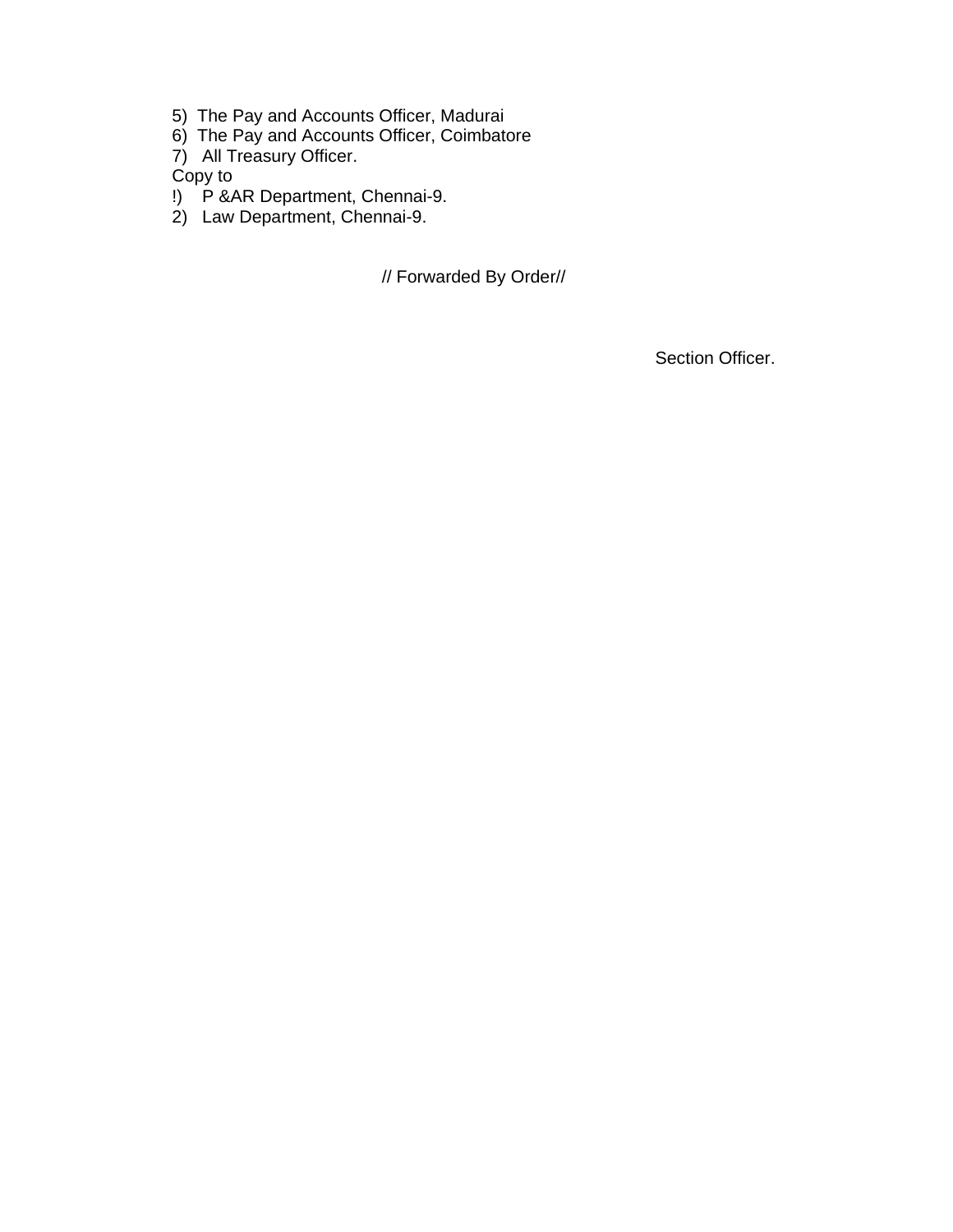5) The Pay and Accounts Officer, Madurai
6) The Pay and Accounts Officer, Coimbatore
7) All Treasury Officer.

Copy to

!) P &AR Department, Chennai-9.
2) Law Department, Chennai-9.

// Forwarded By Order//

Section Officer.